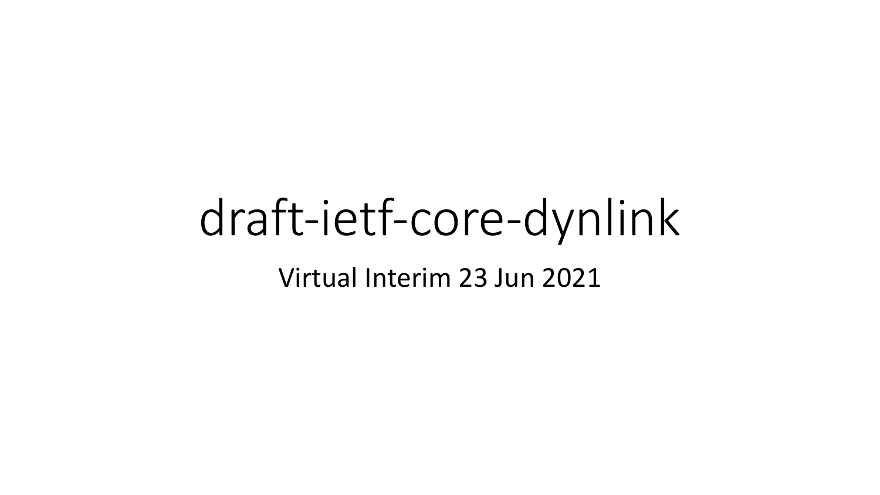# draft-ietf-core-dynlink

Virtual Interim 23 Jun 2021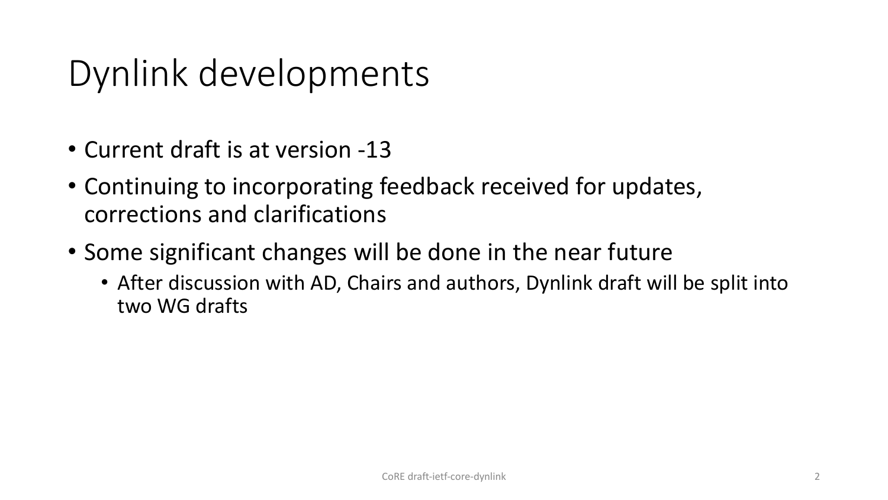# Dynlink developments

- Current draft is at version -13
- Continuing to incorporating feedback received for updates, corrections and clarifications
- Some significant changes will be done in the near future
  - After discussion with AD, Chairs and authors, Dynlink draft will be split into two WG drafts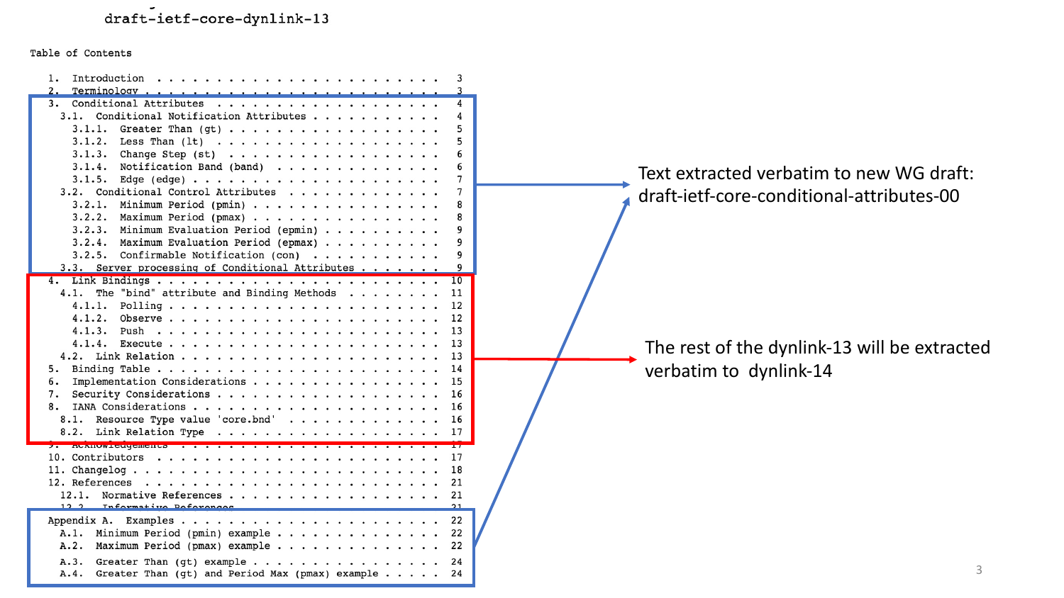draft-ietf-core-dynlink-13

Table of Contents

```
   1.  Introduction  . . . . . . . . . . . . . . . . . . . . . . . .   3
   2.  Terminology . . . . . . . . . . . . . . . . . . . . . . . . .   3
   3.  Conditional Attributes  . . . . . . . . . . . . . . . . . . .   4
     3.1.  Conditional Notification Attributes . . . . . . . . . . .   4
       3.1.1.  Greater Than (gt) . . . . . . . . . . . . . . . . . .   5
       3.1.2.  Less Than (lt)  . . . . . . . . . . . . . . . . . . .   5
       3.1.3.  Change Step (st)  . . . . . . . . . . . . . . . . . .   6
       3.1.4.  Notification Band (band)  . . . . . . . . . . . . . .   6
       3.1.5.  Edge (edge) . . . . . . . . . . . . . . . . . . . . .   7
     3.2.  Conditional Control Attributes  . . . . . . . . . . . . .   7
       3.2.1.  Minimum Period (pmin) . . . . . . . . . . . . . . . .   8
       3.2.2.  Maximum Period (pmax) . . . . . . . . . . . . . . . .   8
       3.2.3.  Minimum Evaluation Period (epmin) . . . . . . . . . .   9
       3.2.4.  Maximum Evaluation Period (epmax) . . . . . . . . . .   9
       3.2.5.  Confirmable Notification (con)  . . . . . . . . . . .   9
     3.3.  Server processing of Conditional Attributes . . . . . . .   9
   4.  Link Bindings . . . . . . . . . . . . . . . . . . . . . . . .  10
     4.1.  The "bind" attribute and Binding Methods  . . . . . . . .  11
       4.1.1.  Polling . . . . . . . . . . . . . . . . . . . . . . .  12
       4.1.2.  Observe . . . . . . . . . . . . . . . . . . . . . . .  12
       4.1.3.  Push  . . . . . . . . . . . . . . . . . . . . . . . .  13
       4.1.4.  Execute . . . . . . . . . . . . . . . . . . . . . . .  13
     4.2.  Link Relation . . . . . . . . . . . . . . . . . . . . . .  13
   5.  Binding Table . . . . . . . . . . . . . . . . . . . . . . . .  14
   6.  Implementation Considerations . . . . . . . . . . . . . . . .  15
   7.  Security Considerations . . . . . . . . . . . . . . . . . . .  16
   8.  IANA Considerations . . . . . . . . . . . . . . . . . . . . .  16
     8.1.  Resource Type value 'core.bnd'  . . . . . . . . . . . . .  16
     8.2.  Link Relation Type  . . . . . . . . . . . . . . . . . . .  17
   9.  Acknowledgements  . . . . . . . . . . . . . . . . . . . . . .  17
   10. Contributors  . . . . . . . . . . . . . . . . . . . . . . . .  17
   11. Changelog . . . . . . . . . . . . . . . . . . . . . . . . . .  18
   12. References  . . . . . . . . . . . . . . . . . . . . . . . . .  21
     12.1.  Normative References . . . . . . . . . . . . . . . . . .  21
     12.2.  Informative References . . . . . . . . . . . . . . . . .  21
   Appendix A.  Examples . . . . . . . . . . . . . . . . . . . . . .  22
     A.1.  Minimum Period (pmin) example . . . . . . . . . . . . . .  22
     A.2.  Maximum Period (pmax) example . . . . . . . . . . . . . .  22
     A.3.  Greater Than (gt) example . . . . . . . . . . . . . . . .  24
     A.4.  Greater Than (gt) and Period Max (pmax) example . . . . .  24
```

Text extracted verbatim to new WG draft: draft-ietf-core-conditional-attributes-00

The rest of the dynlink-13 will be extracted verbatim to dynlink-14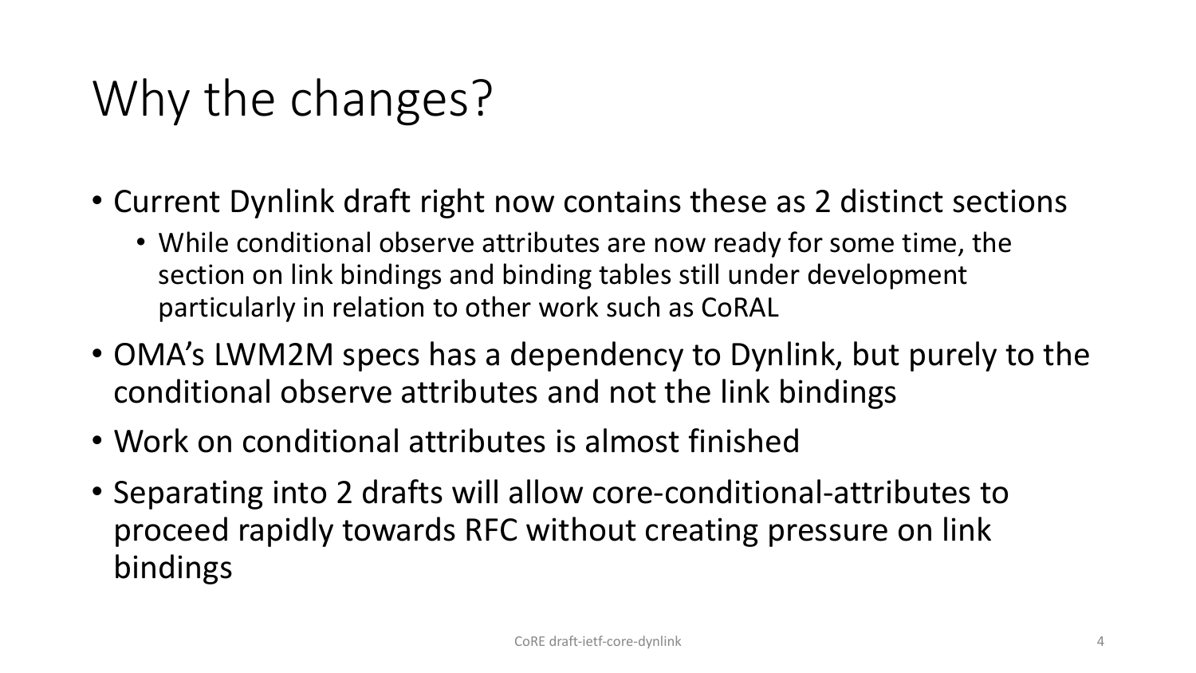# Why the changes?

- Current Dynlink draft right now contains these as 2 distinct sections
  - While conditional observe attributes are now ready for some time, the section on link bindings and binding tables still under development particularly in relation to other work such as CoRAL
- OMA's LWM2M specs has a dependency to Dynlink, but purely to the conditional observe attributes and not the link bindings
- Work on conditional attributes is almost finished
- Separating into 2 drafts will allow core-conditional-attributes to proceed rapidly towards RFC without creating pressure on link bindings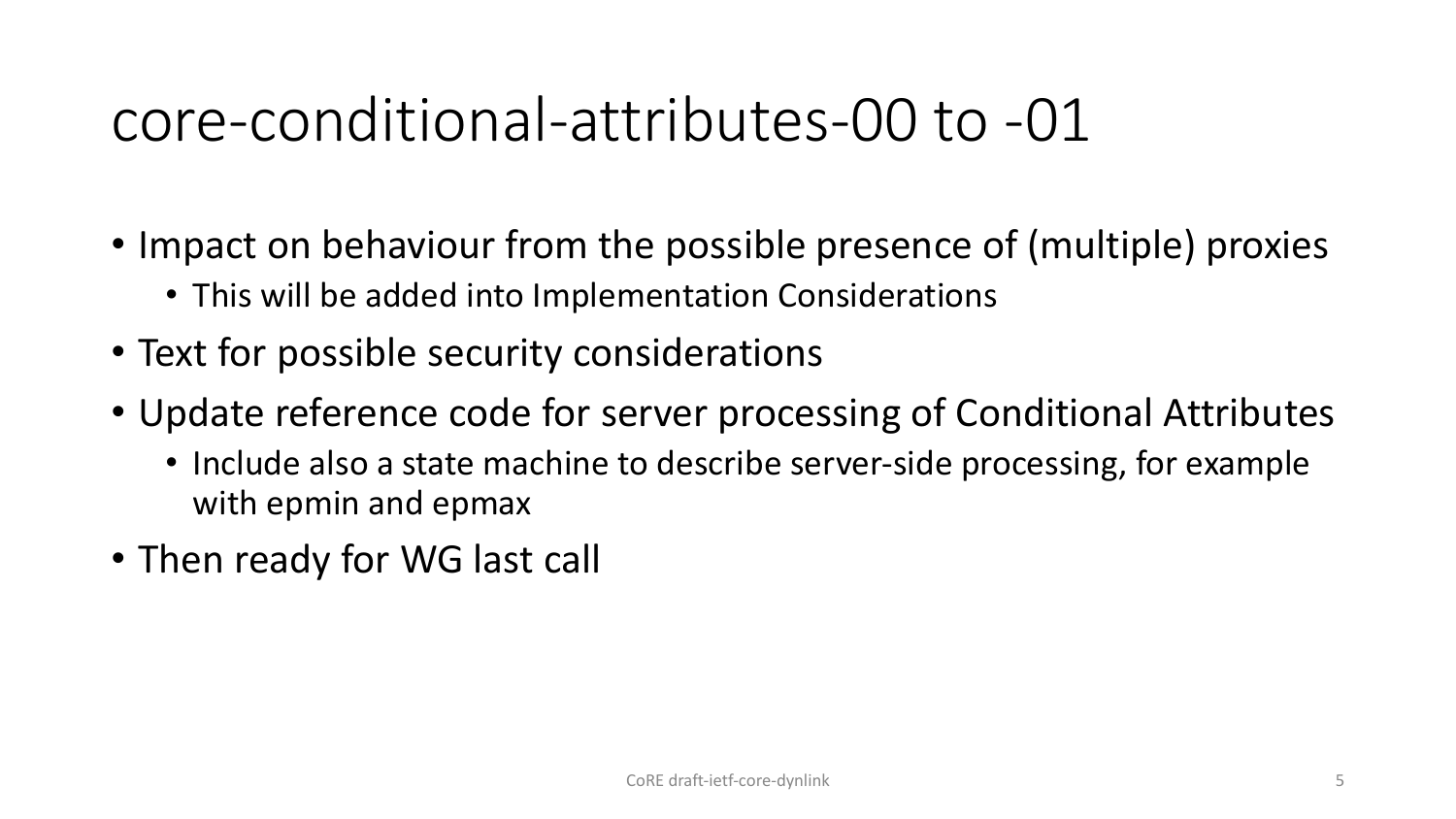# core-conditional-attributes-00 to -01

- Impact on behaviour from the possible presence of (multiple) proxies
  - This will be added into Implementation Considerations
- Text for possible security considerations
- Update reference code for server processing of Conditional Attributes
  - Include also a state machine to describe server-side processing, for example with epmin and epmax
- Then ready for WG last call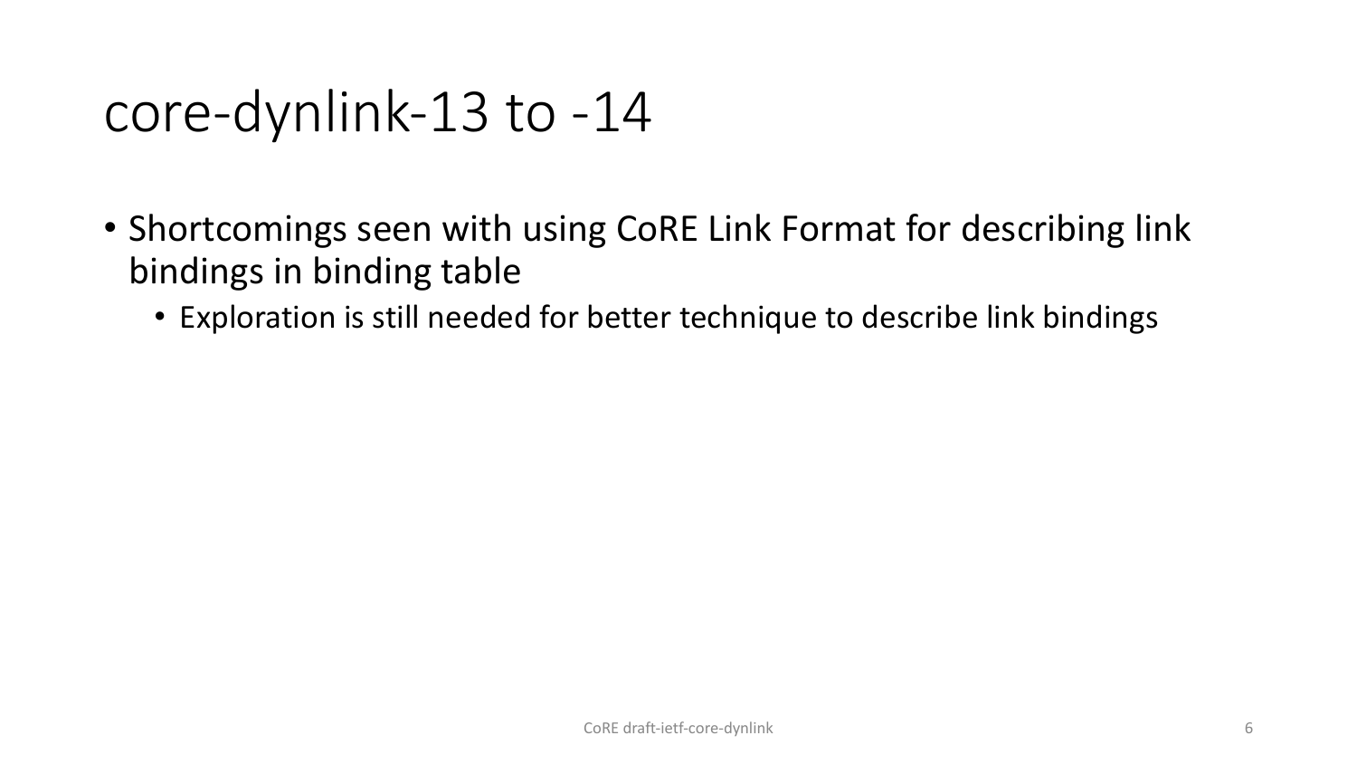# core-dynlink-13 to -14

- Shortcomings seen with using CoRE Link Format for describing link bindings in binding table
  - Exploration is still needed for better technique to describe link bindings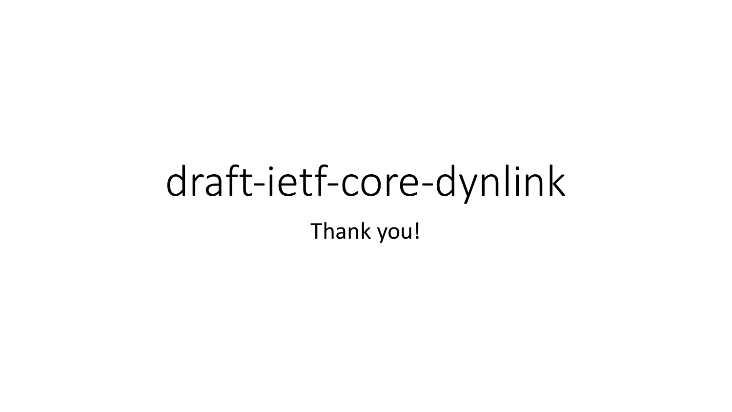# draft-ietf-core-dynlink

Thank you!